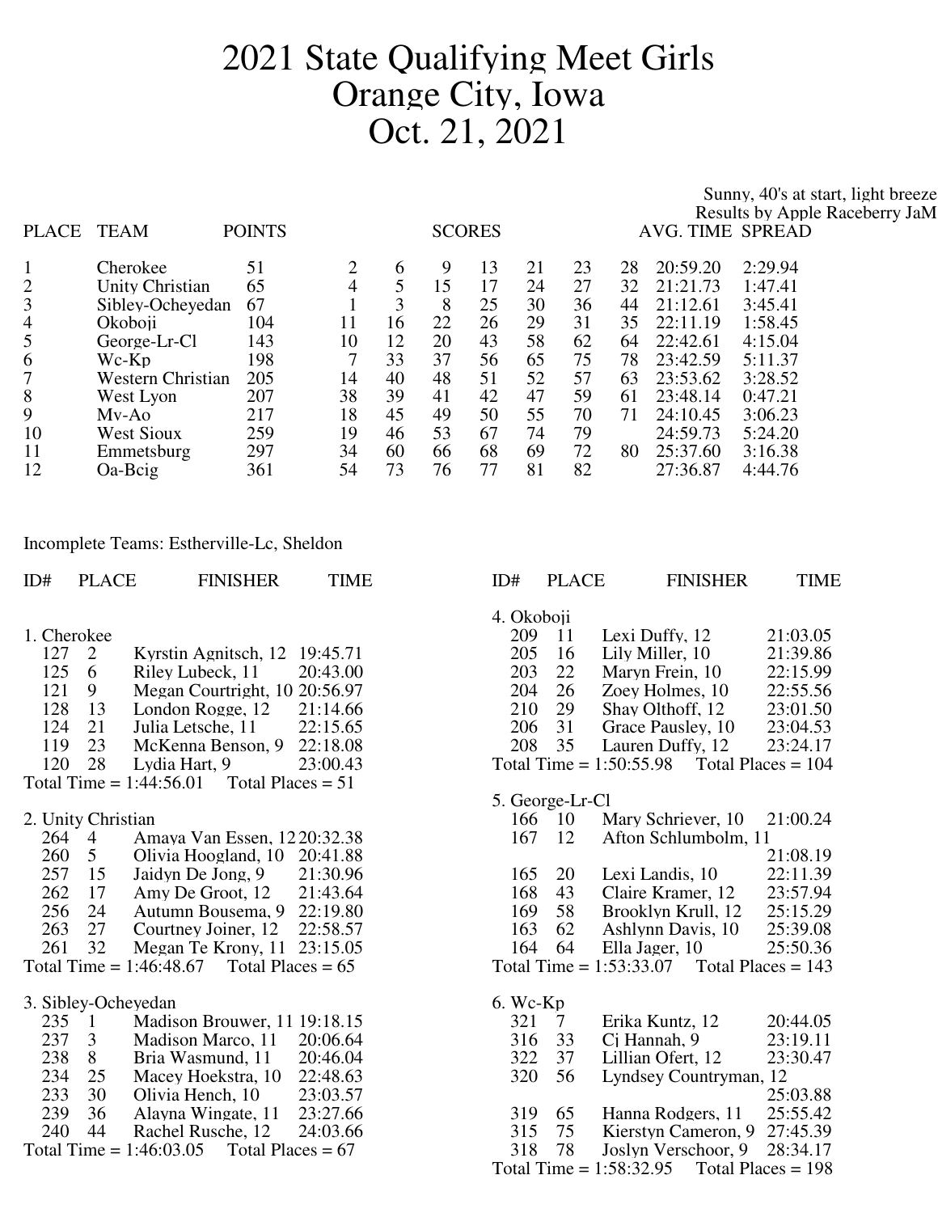# 2021 State Qualifying Meet Girls
# Orange City, Iowa
# Oct. 21, 2021

Sunny, 40's at start, light breeze
Results by Apple Raceberry JaM

| PLACE | TEAM | POINTS | SCORES | | | | | | | AVG. TIME | SPREAD |
|---|---|---|---|---|---|---|---|---|---|---|---|
| 1 | Cherokee | 51 | 2 | 6 | 9 | 13 | 21 | 23 | 28 | 20:59.20 | 2:29.94 |
| 2 | Unity Christian | 65 | 4 | 5 | 15 | 17 | 24 | 27 | 32 | 21:21.73 | 1:47.41 |
| 3 | Sibley-Ocheyedan | 67 | 1 | 3 | 8 | 25 | 30 | 36 | 44 | 21:12.61 | 3:45.41 |
| 4 | Okoboji | 104 | 11 | 16 | 22 | 26 | 29 | 31 | 35 | 22:11.19 | 1:58.45 |
| 5 | George-Lr-Cl | 143 | 10 | 12 | 20 | 43 | 58 | 62 | 64 | 22:42.61 | 4:15.04 |
| 6 | Wc-Kp | 198 | 7 | 33 | 37 | 56 | 65 | 75 | 78 | 23:42.59 | 5:11.37 |
| 7 | Western Christian | 205 | 14 | 40 | 48 | 51 | 52 | 57 | 63 | 23:53.62 | 3:28.52 |
| 8 | West Lyon | 207 | 38 | 39 | 41 | 42 | 47 | 59 | 61 | 23:48.14 | 0:47.21 |
| 9 | Mv-Ao | 217 | 18 | 45 | 49 | 50 | 55 | 70 | 71 | 24:10.45 | 3:06.23 |
| 10 | West Sioux | 259 | 19 | 46 | 53 | 67 | 74 | 79 | | 24:59.73 | 5:24.20 |
| 11 | Emmetsburg | 297 | 34 | 60 | 66 | 68 | 69 | 72 | 80 | 25:37.60 | 3:16.38 |
| 12 | Oa-Bcig | 361 | 54 | 73 | 76 | 77 | 81 | 82 | | 27:36.87 | 4:44.76 |

Incomplete Teams: Estherville-Lc, Sheldon

| ID# | PLACE | FINISHER | TIME |
|---|---|---|---|
| **1. Cherokee** | | | |
| 127 | 2 | Kyrstin Agnitsch, 12 | 19:45.71 |
| 125 | 6 | Riley Lubeck, 11 | 20:43.00 |
| 121 | 9 | Megan Courtright, 10 | 20:56.97 |
| 128 | 13 | London Rogge, 12 | 21:14.66 |
| 124 | 21 | Julia Letsche, 11 | 22:15.65 |
| 119 | 23 | McKenna Benson, 9 | 22:18.08 |
| 120 | 28 | Lydia Hart, 9 | 23:00.43 |
| Total Time = 1:44:56.01 | | Total Places = 51 | |
| **2. Unity Christian** | | | |
| 264 | 4 | Amaya Van Essen, 12 | 20:32.38 |
| 260 | 5 | Olivia Hoogland, 10 | 20:41.88 |
| 257 | 15 | Jaidyn De Jong, 9 | 21:30.96 |
| 262 | 17 | Amy De Groot, 12 | 21:43.64 |
| 256 | 24 | Autumn Bousema, 9 | 22:19.80 |
| 263 | 27 | Courtney Joiner, 12 | 22:58.57 |
| 261 | 32 | Megan Te Krony, 11 | 23:15.05 |
| Total Time = 1:46:48.67 | | Total Places = 65 | |
| **3. Sibley-Ocheyedan** | | | |
| 235 | 1 | Madison Brouwer, 11 | 19:18.15 |
| 237 | 3 | Madison Marco, 11 | 20:06.64 |
| 238 | 8 | Bria Wasmund, 11 | 20:46.04 |
| 234 | 25 | Macey Hoekstra, 10 | 22:48.63 |
| 233 | 30 | Olivia Hench, 10 | 23:03.57 |
| 239 | 36 | Alayna Wingate, 11 | 23:27.66 |
| 240 | 44 | Rachel Rusche, 12 | 24:03.66 |
| Total Time = 1:46:03.05 | | Total Places = 67 | |
| **4. Okoboji** | | | |
| 209 | 11 | Lexi Duffy, 12 | 21:03.05 |
| 205 | 16 | Lily Miller, 10 | 21:39.86 |
| 203 | 22 | Maryn Frein, 10 | 22:15.99 |
| 204 | 26 | Zoey Holmes, 10 | 22:55.56 |
| 210 | 29 | Shay Olthoff, 12 | 23:01.50 |
| 206 | 31 | Grace Pausley, 10 | 23:04.53 |
| 208 | 35 | Lauren Duffy, 12 | 23:24.17 |
| Total Time = 1:50:55.98 | | Total Places = 104 | |
| **5. George-Lr-Cl** | | | |
| 166 | 10 | Mary Schriever, 10 | 21:00.24 |
| 167 | 12 | Afton Schlumbolm, 11 | 21:08.19 |
| 165 | 20 | Lexi Landis, 10 | 22:11.39 |
| 168 | 43 | Claire Kramer, 12 | 23:57.94 |
| 169 | 58 | Brooklyn Krull, 12 | 25:15.29 |
| 163 | 62 | Ashlynn Davis, 10 | 25:39.08 |
| 164 | 64 | Ella Jager, 10 | 25:50.36 |
| Total Time = 1:53:33.07 | | Total Places = 143 | |
| **6. Wc-Kp** | | | |
| 321 | 7 | Erika Kuntz, 12 | 20:44.05 |
| 316 | 33 | Cj Hannah, 9 | 23:19.11 |
| 322 | 37 | Lillian Ofert, 12 | 23:30.47 |
| 320 | 56 | Lyndsey Countryman, 12 | 25:03.88 |
| 319 | 65 | Hanna Rodgers, 11 | 25:55.42 |
| 315 | 75 | Kierstyn Cameron, 9 | 27:45.39 |
| 318 | 78 | Joslyn Verschoor, 9 | 28:34.17 |
| Total Time = 1:58:32.95 | | Total Places = 198 | |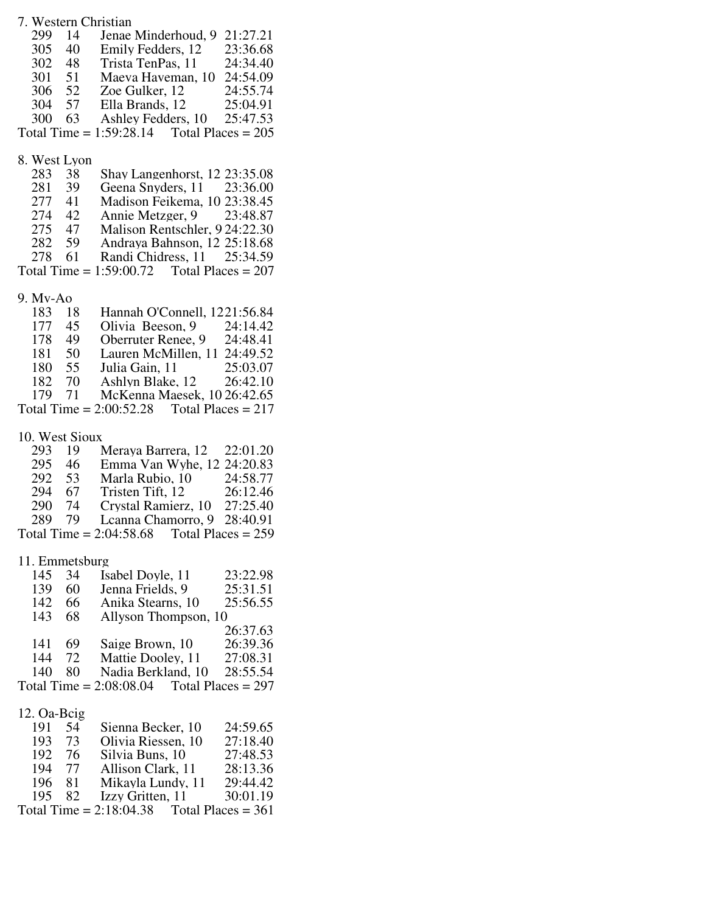7. Western Christian

| | | | |
|---|---|---|---|
| 299 | 14 | Jenae Minderhoud, 9 | 21:27.21 |
| 305 | 40 | Emily Fedders, 12 | 23:36.68 |
| 302 | 48 | Trista TenPas, 11 | 24:34.40 |
| 301 | 51 | Maeva Haveman, 10 | 24:54.09 |
| 306 | 52 | Zoe Gulker, 12 | 24:55.74 |
| 304 | 57 | Ella Brands, 12 | 25:04.91 |
| 300 | 63 | Ashley Fedders, 10 | 25:47.53 |

Total Time = 1:59:28.14 Total Places = 205

8. West Lyon

| | | | |
|---|---|---|---|
| 283 | 38 | Shay Langenhorst, 12 | 23:35.08 |
| 281 | 39 | Geena Snyders, 11 | 23:36.00 |
| 277 | 41 | Madison Feikema, 10 | 23:38.45 |
| 274 | 42 | Annie Metzger, 9 | 23:48.87 |
| 275 | 47 | Malison Rentschler, 9 | 24:22.30 |
| 282 | 59 | Andraya Bahnson, 12 | 25:18.68 |
| 278 | 61 | Randi Chidress, 11 | 25:34.59 |

Total Time = 1:59:00.72 Total Places = 207

9. Mv-Ao

| | | | |
|---|---|---|---|
| 183 | 18 | Hannah O'Connell, 12 | 21:56.84 |
| 177 | 45 | Olivia Beeson, 9 | 24:14.42 |
| 178 | 49 | Oberruter Renee, 9 | 24:48.41 |
| 181 | 50 | Lauren McMillen, 11 | 24:49.52 |
| 180 | 55 | Julia Gain, 11 | 25:03.07 |
| 182 | 70 | Ashlyn Blake, 12 | 26:42.10 |
| 179 | 71 | McKenna Maesek, 10 | 26:42.65 |

Total Time = 2:00:52.28 Total Places = 217

10. West Sioux

| | | | |
|---|---|---|---|
| 293 | 19 | Meraya Barrera, 12 | 22:01.20 |
| 295 | 46 | Emma Van Wyhe, 12 | 24:20.83 |
| 292 | 53 | Marla Rubio, 10 | 24:58.77 |
| 294 | 67 | Tristen Tift, 12 | 26:12.46 |
| 290 | 74 | Crystal Ramierz, 10 | 27:25.40 |
| 289 | 79 | Lcanna Chamorro, 9 | 28:40.91 |

Total Time = 2:04:58.68 Total Places = 259

11. Emmetsburg

| | | | |
|---|---|---|---|
| 145 | 34 | Isabel Doyle, 11 | 23:22.98 |
| 139 | 60 | Jenna Frields, 9 | 25:31.51 |
| 142 | 66 | Anika Stearns, 10 | 25:56.55 |
| 143 | 68 | Allyson Thompson, 10 | 26:37.63 |
| 141 | 69 | Saige Brown, 10 | 26:39.36 |
| 144 | 72 | Mattie Dooley, 11 | 27:08.31 |
| 140 | 80 | Nadia Berkland, 10 | 28:55.54 |

Total Time = 2:08:08.04 Total Places = 297

12. Oa-Bcig

| | | | |
|---|---|---|---|
| 191 | 54 | Sienna Becker, 10 | 24:59.65 |
| 193 | 73 | Olivia Riessen, 10 | 27:18.40 |
| 192 | 76 | Silvia Buns, 10 | 27:48.53 |
| 194 | 77 | Allison Clark, 11 | 28:13.36 |
| 196 | 81 | Mikayla Lundy, 11 | 29:44.42 |
| 195 | 82 | Izzy Gritten, 11 | 30:01.19 |

Total Time = 2:18:04.38 Total Places = 361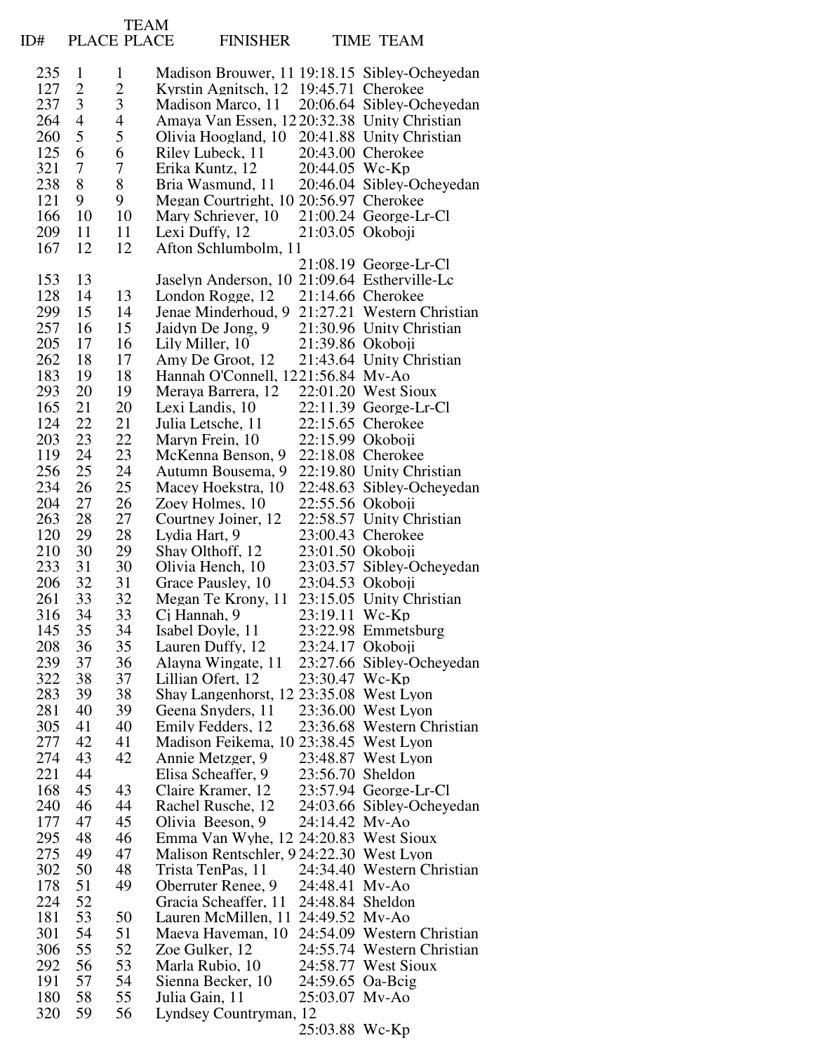| ID# | PLACE | TEAM PLACE | FINISHER | TIME | TEAM |
|---|---|---|---|---|---|
| 235 | 1 | 1 | Madison Brouwer, 11 | 19:18.15 | Sibley-Ocheyedan |
| 127 | 2 | 2 | Kyrstin Agnitsch, 12 | 19:45.71 | Cherokee |
| 237 | 3 | 3 | Madison Marco, 11 | 20:06.64 | Sibley-Ocheyedan |
| 264 | 4 | 4 | Amaya Van Essen, 12 | 20:32.38 | Unity Christian |
| 260 | 5 | 5 | Olivia Hoogland, 10 | 20:41.88 | Unity Christian |
| 125 | 6 | 6 | Riley Lubeck, 11 | 20:43.00 | Cherokee |
| 321 | 7 | 7 | Erika Kuntz, 12 | 20:44.05 | Wc-Kp |
| 238 | 8 | 8 | Bria Wasmund, 11 | 20:46.04 | Sibley-Ocheyedan |
| 121 | 9 | 9 | Megan Courtright, 10 | 20:56.97 | Cherokee |
| 166 | 10 | 10 | Mary Schriever, 10 | 21:00.24 | George-Lr-Cl |
| 209 | 11 | 11 | Lexi Duffy, 12 | 21:03.05 | Okoboji |
| 167 | 12 | 12 | Afton Schlumbolm, 11 | 21:08.19 | George-Lr-Cl |
| 153 | 13 | | Jaselyn Anderson, 10 | 21:09.64 | Estherville-Lc |
| 128 | 14 | 13 | London Rogge, 12 | 21:14.66 | Cherokee |
| 299 | 15 | 14 | Jenae Minderhoud, 9 | 21:27.21 | Western Christian |
| 257 | 16 | 15 | Jaidyn De Jong, 9 | 21:30.96 | Unity Christian |
| 205 | 17 | 16 | Lily Miller, 10 | 21:39.86 | Okoboji |
| 262 | 18 | 17 | Amy De Groot, 12 | 21:43.64 | Unity Christian |
| 183 | 19 | 18 | Hannah O'Connell, 12 | 21:56.84 | Mv-Ao |
| 293 | 20 | 19 | Meraya Barrera, 12 | 22:01.20 | West Sioux |
| 165 | 21 | 20 | Lexi Landis, 10 | 22:11.39 | George-Lr-Cl |
| 124 | 22 | 21 | Julia Letsche, 11 | 22:15.65 | Cherokee |
| 203 | 23 | 22 | Maryn Frein, 10 | 22:15.99 | Okoboji |
| 119 | 24 | 23 | McKenna Benson, 9 | 22:18.08 | Cherokee |
| 256 | 25 | 24 | Autumn Bousema, 9 | 22:19.80 | Unity Christian |
| 234 | 26 | 25 | Macey Hoekstra, 10 | 22:48.63 | Sibley-Ocheyedan |
| 204 | 27 | 26 | Zoey Holmes, 10 | 22:55.56 | Okoboji |
| 263 | 28 | 27 | Courtney Joiner, 12 | 22:58.57 | Unity Christian |
| 120 | 29 | 28 | Lydia Hart, 9 | 23:00.43 | Cherokee |
| 210 | 30 | 29 | Shay Olthoff, 12 | 23:01.50 | Okoboji |
| 233 | 31 | 30 | Olivia Hench, 10 | 23:03.57 | Sibley-Ocheyedan |
| 206 | 32 | 31 | Grace Pausley, 10 | 23:04.53 | Okoboji |
| 261 | 33 | 32 | Megan Te Krony, 11 | 23:15.05 | Unity Christian |
| 316 | 34 | 33 | Cj Hannah, 9 | 23:19.11 | Wc-Kp |
| 145 | 35 | 34 | Isabel Doyle, 11 | 23:22.98 | Emmetsburg |
| 208 | 36 | 35 | Lauren Duffy, 12 | 23:24.17 | Okoboji |
| 239 | 37 | 36 | Alayna Wingate, 11 | 23:27.66 | Sibley-Ocheyedan |
| 322 | 38 | 37 | Lillian Ofert, 12 | 23:30.47 | Wc-Kp |
| 283 | 39 | 38 | Shay Langenhorst, 12 | 23:35.08 | West Lyon |
| 281 | 40 | 39 | Geena Snyders, 11 | 23:36.00 | West Lyon |
| 305 | 41 | 40 | Emily Fedders, 12 | 23:36.68 | Western Christian |
| 277 | 42 | 41 | Madison Feikema, 10 | 23:38.45 | West Lyon |
| 274 | 43 | 42 | Annie Metzger, 9 | 23:48.87 | West Lyon |
| 221 | 44 | | Elisa Scheaffer, 9 | 23:56.70 | Sheldon |
| 168 | 45 | 43 | Claire Kramer, 12 | 23:57.94 | George-Lr-Cl |
| 240 | 46 | 44 | Rachel Rusche, 12 | 24:03.66 | Sibley-Ocheyedan |
| 177 | 47 | 45 | Olivia Beeson, 9 | 24:14.42 | Mv-Ao |
| 295 | 48 | 46 | Emma Van Wyhe, 12 | 24:20.83 | West Sioux |
| 275 | 49 | 47 | Malison Rentschler, 9 | 24:22.30 | West Lyon |
| 302 | 50 | 48 | Trista TenPas, 11 | 24:34.40 | Western Christian |
| 178 | 51 | 49 | Oberruter Renee, 9 | 24:48.41 | Mv-Ao |
| 224 | 52 | | Gracia Scheaffer, 11 | 24:48.84 | Sheldon |
| 181 | 53 | 50 | Lauren McMillen, 11 | 24:49.52 | Mv-Ao |
| 301 | 54 | 51 | Maeva Haveman, 10 | 24:54.09 | Western Christian |
| 306 | 55 | 52 | Zoe Gulker, 12 | 24:55.74 | Western Christian |
| 292 | 56 | 53 | Marla Rubio, 10 | 24:58.77 | West Sioux |
| 191 | 57 | 54 | Sienna Becker, 10 | 24:59.65 | Oa-Bcig |
| 180 | 58 | 55 | Julia Gain, 11 | 25:03.07 | Mv-Ao |
| 320 | 59 | 56 | Lyndsey Countryman, 12 | 25:03.88 | Wc-Kp |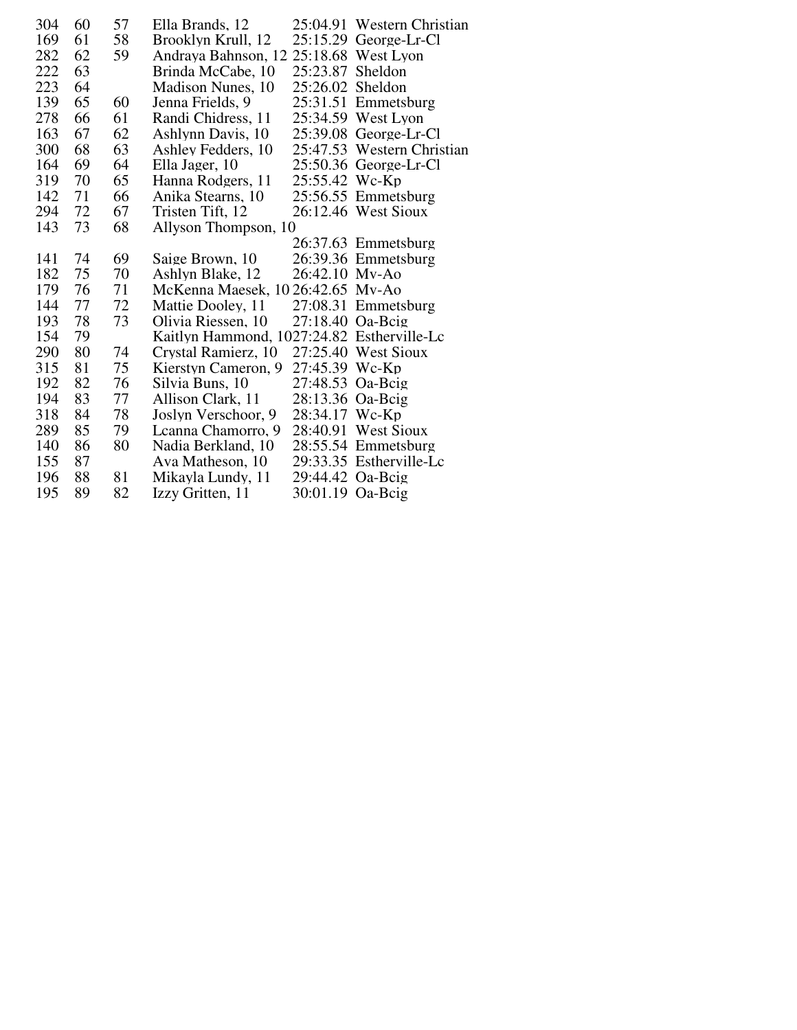| | | | | | |
|---|---|---|---|---|---|
| 304 | 60 | 57 | Ella Brands, 12 | 25:04.91 | Western Christian |
| 169 | 61 | 58 | Brooklyn Krull, 12 | 25:15.29 | George-Lr-Cl |
| 282 | 62 | 59 | Andraya Bahnson, 12 | 25:18.68 | West Lyon |
| 222 | 63 | | Brinda McCabe, 10 | 25:23.87 | Sheldon |
| 223 | 64 | | Madison Nunes, 10 | 25:26.02 | Sheldon |
| 139 | 65 | 60 | Jenna Frields, 9 | 25:31.51 | Emmetsburg |
| 278 | 66 | 61 | Randi Chidress, 11 | 25:34.59 | West Lyon |
| 163 | 67 | 62 | Ashlynn Davis, 10 | 25:39.08 | George-Lr-Cl |
| 300 | 68 | 63 | Ashley Fedders, 10 | 25:47.53 | Western Christian |
| 164 | 69 | 64 | Ella Jager, 10 | 25:50.36 | George-Lr-Cl |
| 319 | 70 | 65 | Hanna Rodgers, 11 | 25:55.42 | Wc-Kp |
| 142 | 71 | 66 | Anika Stearns, 10 | 25:56.55 | Emmetsburg |
| 294 | 72 | 67 | Tristen Tift, 12 | 26:12.46 | West Sioux |
| 143 | 73 | 68 | Allyson Thompson, 10 | 26:37.63 | Emmetsburg |
| 141 | 74 | 69 | Saige Brown, 10 | 26:39.36 | Emmetsburg |
| 182 | 75 | 70 | Ashlyn Blake, 12 | 26:42.10 | Mv-Ao |
| 179 | 76 | 71 | McKenna Maesek, 10 | 26:42.65 | Mv-Ao |
| 144 | 77 | 72 | Mattie Dooley, 11 | 27:08.31 | Emmetsburg |
| 193 | 78 | 73 | Olivia Riessen, 10 | 27:18.40 | Oa-Bcig |
| 154 | 79 | | Kaitlyn Hammond, 10 | 27:24.82 | Estherville-Lc |
| 290 | 80 | 74 | Crystal Ramierz, 10 | 27:25.40 | West Sioux |
| 315 | 81 | 75 | Kierstyn Cameron, 9 | 27:45.39 | Wc-Kp |
| 192 | 82 | 76 | Silvia Buns, 10 | 27:48.53 | Oa-Bcig |
| 194 | 83 | 77 | Allison Clark, 11 | 28:13.36 | Oa-Bcig |
| 318 | 84 | 78 | Joslyn Verschoor, 9 | 28:34.17 | Wc-Kp |
| 289 | 85 | 79 | Lcanna Chamorro, 9 | 28:40.91 | West Sioux |
| 140 | 86 | 80 | Nadia Berkland, 10 | 28:55.54 | Emmetsburg |
| 155 | 87 | | Ava Matheson, 10 | 29:33.35 | Estherville-Lc |
| 196 | 88 | 81 | Mikayla Lundy, 11 | 29:44.42 | Oa-Bcig |
| 195 | 89 | 82 | Izzy Gritten, 11 | 30:01.19 | Oa-Bcig |